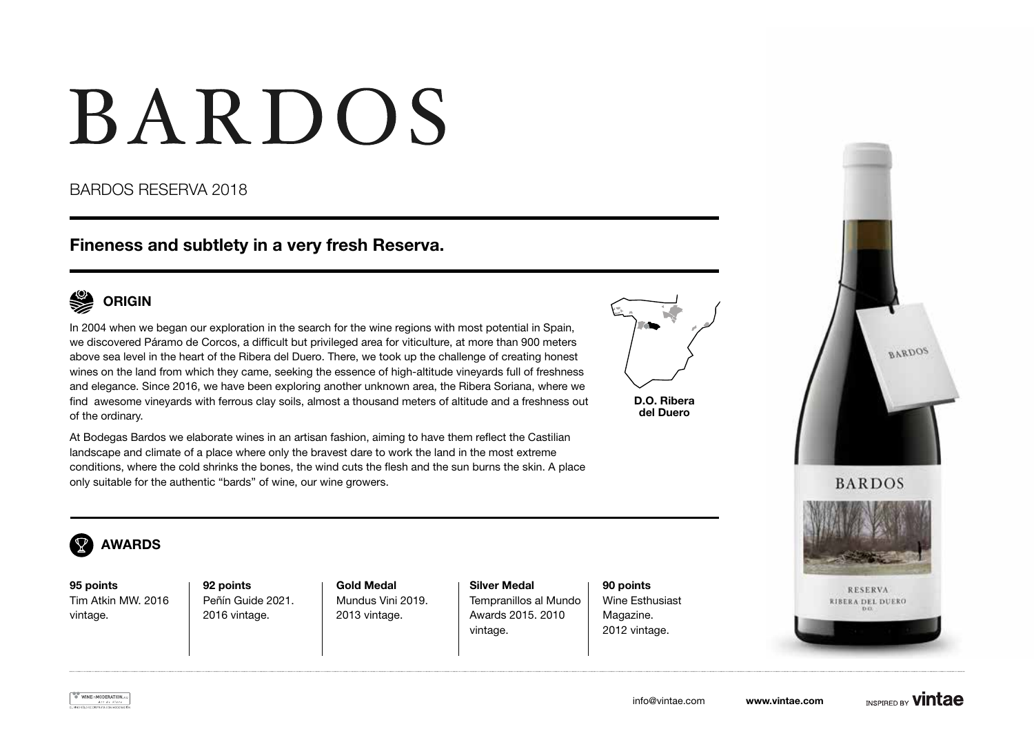# BARDOS

BARDOS RESERVA 2018

## Fineness and subtlety in a very fresh Reserva.

### ORIGIN

In 2004 when we began our exploration in the search for the wine regions with most potential in Spain, we discovered Páramo de Corcos, a difficult but privileged area for viticulture, at more than 900 meters above sea level in the heart of the Ribera del Duero. There, we took up the challenge of creating honest wines on the land from which they came, seeking the essence of high-altitude vineyards full of freshness and elegance. Since 2016, we have been exploring another unknown area, the Ribera Soriana, where we find awesome vineyards with ferrous clay soils, almost a thousand meters of altitude and a freshness out of the ordinary.

At Bodegas Bardos we elaborate wines in an artisan fashion, aiming to have them reflect the Castilian landscape and climate of a place where only the bravest dare to work the land in the most extreme conditions, where the cold shrinks the bones, the wind cuts the flesh and the sun burns the skin. A place only suitable for the authentic "bards" of wine, our wine growers.

**D.O. Ribera del Duero**

### AWARDS

**95 points**
Tim Atkin MW. 2016 vintage.

**92 points**
Peñín Guide 2021. 2016 vintage.

**Gold Medal**
Mundus Vini 2019. 2013 vintage.

**Silver Medal**
Tempranillos al Mundo Awards 2015. 2010 vintage.

**90 points**
Wine Esthusiast Magazine. 2012 vintage.

info@vintae.com **www.vintae.com** INSPIRED BY **vintae**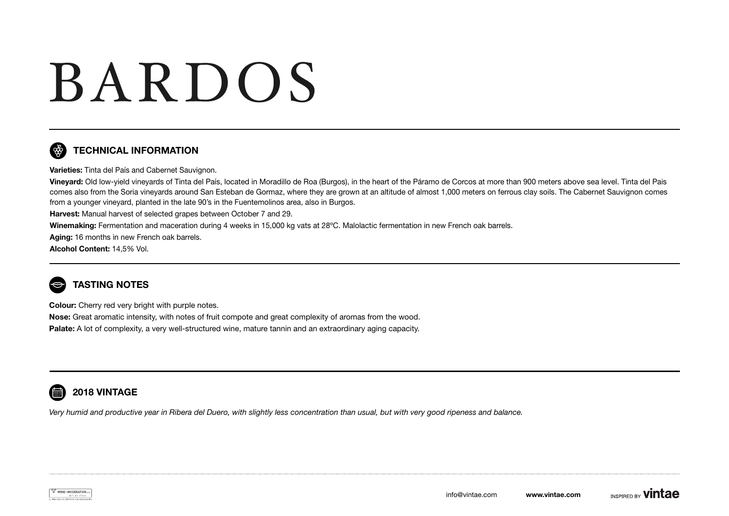# BARDOS

## TECHNICAL INFORMATION

**Varieties:** Tinta del País and Cabernet Sauvignon.

**Vineyard:** Old low-yield vineyards of Tinta del País, located in Moradillo de Roa (Burgos), in the heart of the Páramo de Corcos at more than 900 meters above sea level. Tinta del Pais comes also from the Soria vineyards around San Esteban de Gormaz, where they are grown at an altitude of almost 1,000 meters on ferrous clay soils. The Cabernet Sauvignon comes from a younger vineyard, planted in the late 90's in the Fuentemolinos area, also in Burgos.

**Harvest:** Manual harvest of selected grapes between October 7 and 29.

**Winemaking:** Fermentation and maceration during 4 weeks in 15,000 kg vats at 28ºC. Malolactic fermentation in new French oak barrels.

**Aging:** 16 months in new French oak barrels.

**Alcohol Content:** 14,5% Vol.

## TASTING NOTES

**Colour:** Cherry red very bright with purple notes.

**Nose:** Great aromatic intensity, with notes of fruit compote and great complexity of aromas from the wood.

**Palate:** A lot of complexity, a very well-structured wine, mature tannin and an extraordinary aging capacity.

## 2018 VINTAGE

*Very humid and productive year in Ribera del Duero, with slightly less concentration than usual, but with very good ripeness and balance.*

info@vintae.com **www.vintae.com** INSPIRED BY **vintae**